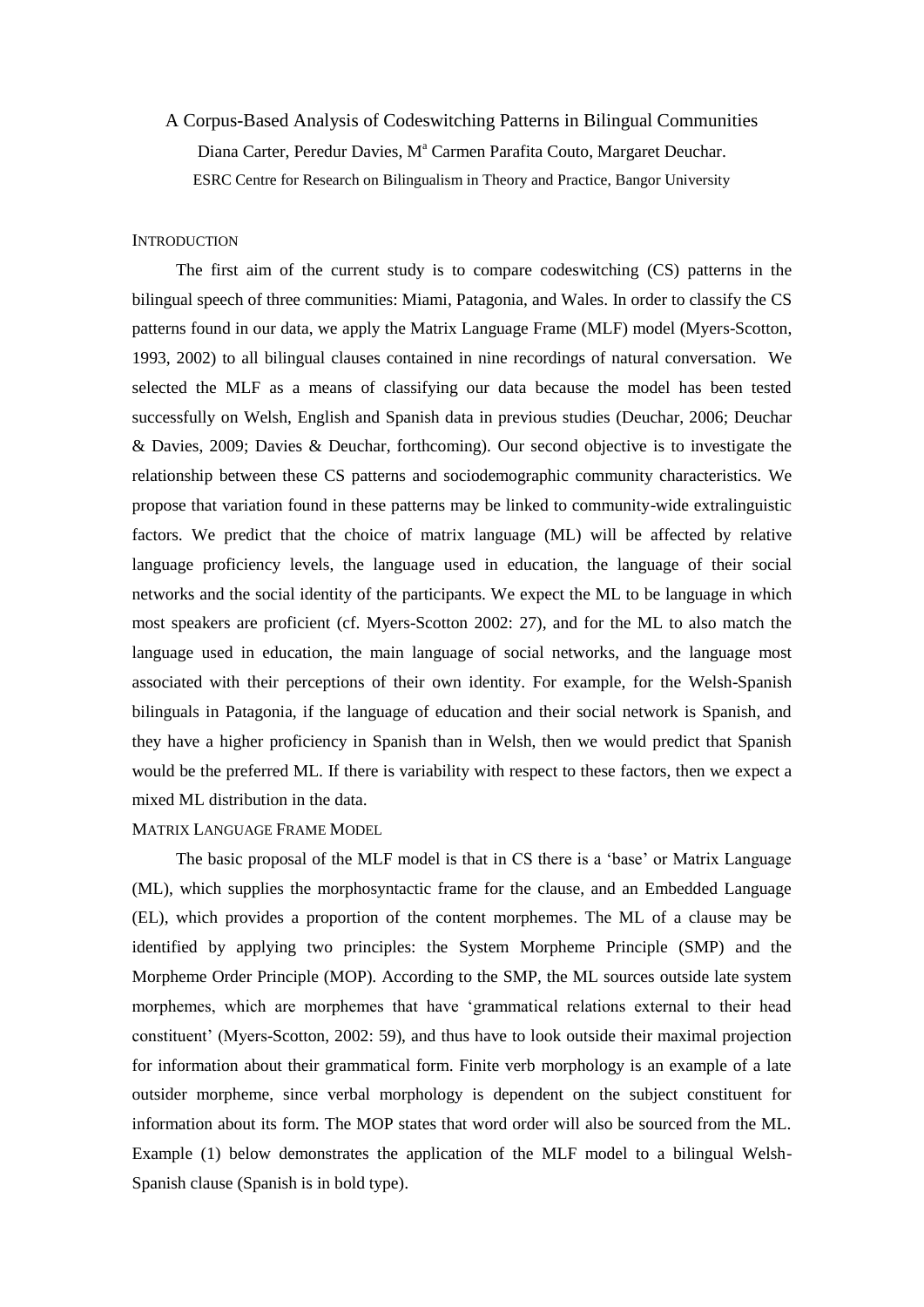# A Corpus-Based Analysis of Codeswitching Patterns in Bilingual Communities

Diana Carter, Peredur Davies, Mª Carmen Parafita Couto, Margaret Deuchar.

ESRC Centre for Research on Bilingualism in Theory and Practice, Bangor University

## INTRODUCTION

The first aim of the current study is to compare codeswitching (CS) patterns in the bilingual speech of three communities: Miami, Patagonia, and Wales. In order to classify the CS patterns found in our data, we apply the Matrix Language Frame (MLF) model (Myers-Scotton, 1993, 2002) to all bilingual clauses contained in nine recordings of natural conversation. We selected the MLF as a means of classifying our data because the model has been tested successfully on Welsh, English and Spanish data in previous studies (Deuchar, 2006; Deuchar & Davies, 2009; Davies & Deuchar, forthcoming). Our second objective is to investigate the relationship between these CS patterns and sociodemographic community characteristics. We propose that variation found in these patterns may be linked to community-wide extralinguistic factors. We predict that the choice of matrix language (ML) will be affected by relative language proficiency levels, the language used in education, the language of their social networks and the social identity of the participants. We expect the ML to be language in which most speakers are proficient (cf. Myers-Scotton 2002: 27), and for the ML to also match the language used in education, the main language of social networks, and the language most associated with their perceptions of their own identity. For example, for the Welsh-Spanish bilinguals in Patagonia, if the language of education and their social network is Spanish, and they have a higher proficiency in Spanish than in Welsh, then we would predict that Spanish would be the preferred ML. If there is variability with respect to these factors, then we expect a mixed ML distribution in the data.

## MATRIX LANGUAGE FRAME MODEL

The basic proposal of the MLF model is that in CS there is a 'base' or Matrix Language (ML), which supplies the morphosyntactic frame for the clause, and an Embedded Language (EL), which provides a proportion of the content morphemes. The ML of a clause may be identified by applying two principles: the System Morpheme Principle (SMP) and the Morpheme Order Principle (MOP). According to the SMP, the ML sources outside late system morphemes, which are morphemes that have 'grammatical relations external to their head constituent' (Myers-Scotton, 2002: 59), and thus have to look outside their maximal projection for information about their grammatical form. Finite verb morphology is an example of a late outsider morpheme, since verbal morphology is dependent on the subject constituent for information about its form. The MOP states that word order will also be sourced from the ML. Example (1) below demonstrates the application of the MLF model to a bilingual Welsh-Spanish clause (Spanish is in bold type).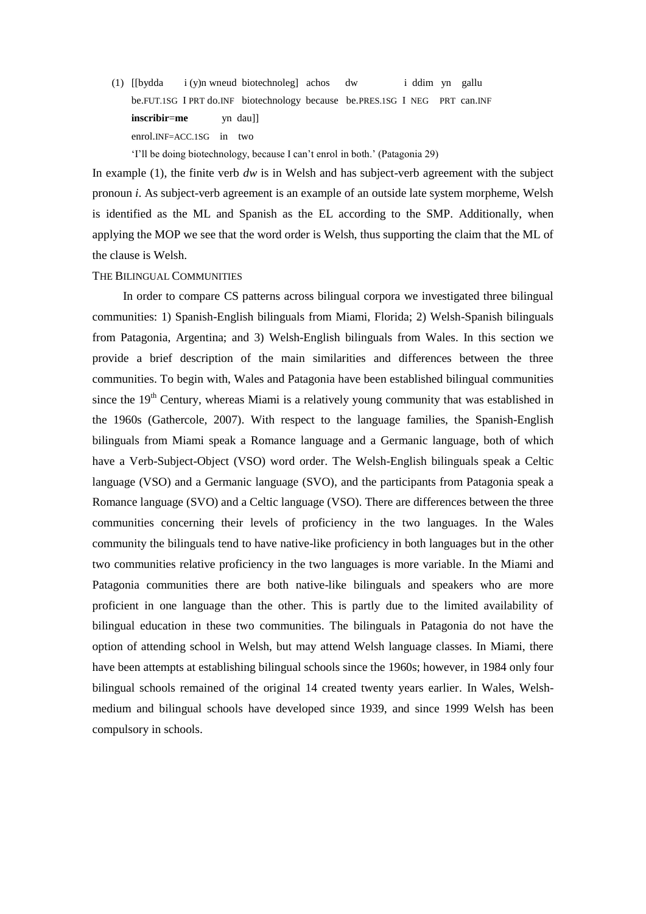(1) [[bydda i (y)n wneud biotechnoleg] achos dw i ddim yn gallu
be.FUT.1SG I PRT do.INF biotechnology because be.PRES.1SG I NEG PRT can.INF
**inscribir=me** yn dau]]
enrol.INF=ACC.1SG in two
'I'll be doing biotechnology, because I can't enrol in both.' (Patagonia 29)

In example (1), the finite verb *dw* is in Welsh and has subject-verb agreement with the subject pronoun *i*. As subject-verb agreement is an example of an outside late system morpheme, Welsh is identified as the ML and Spanish as the EL according to the SMP. Additionally, when applying the MOP we see that the word order is Welsh, thus supporting the claim that the ML of the clause is Welsh.

THE BILINGUAL COMMUNITIES

In order to compare CS patterns across bilingual corpora we investigated three bilingual communities: 1) Spanish-English bilinguals from Miami, Florida; 2) Welsh-Spanish bilinguals from Patagonia, Argentina; and 3) Welsh-English bilinguals from Wales. In this section we provide a brief description of the main similarities and differences between the three communities. To begin with, Wales and Patagonia have been established bilingual communities since the 19th Century, whereas Miami is a relatively young community that was established in the 1960s (Gathercole, 2007). With respect to the language families, the Spanish-English bilinguals from Miami speak a Romance language and a Germanic language, both of which have a Verb-Subject-Object (VSO) word order. The Welsh-English bilinguals speak a Celtic language (VSO) and a Germanic language (SVO), and the participants from Patagonia speak a Romance language (SVO) and a Celtic language (VSO). There are differences between the three communities concerning their levels of proficiency in the two languages. In the Wales community the bilinguals tend to have native-like proficiency in both languages but in the other two communities relative proficiency in the two languages is more variable. In the Miami and Patagonia communities there are both native-like bilinguals and speakers who are more proficient in one language than the other. This is partly due to the limited availability of bilingual education in these two communities. The bilinguals in Patagonia do not have the option of attending school in Welsh, but may attend Welsh language classes. In Miami, there have been attempts at establishing bilingual schools since the 1960s; however, in 1984 only four bilingual schools remained of the original 14 created twenty years earlier. In Wales, Welsh-medium and bilingual schools have developed since 1939, and since 1999 Welsh has been compulsory in schools.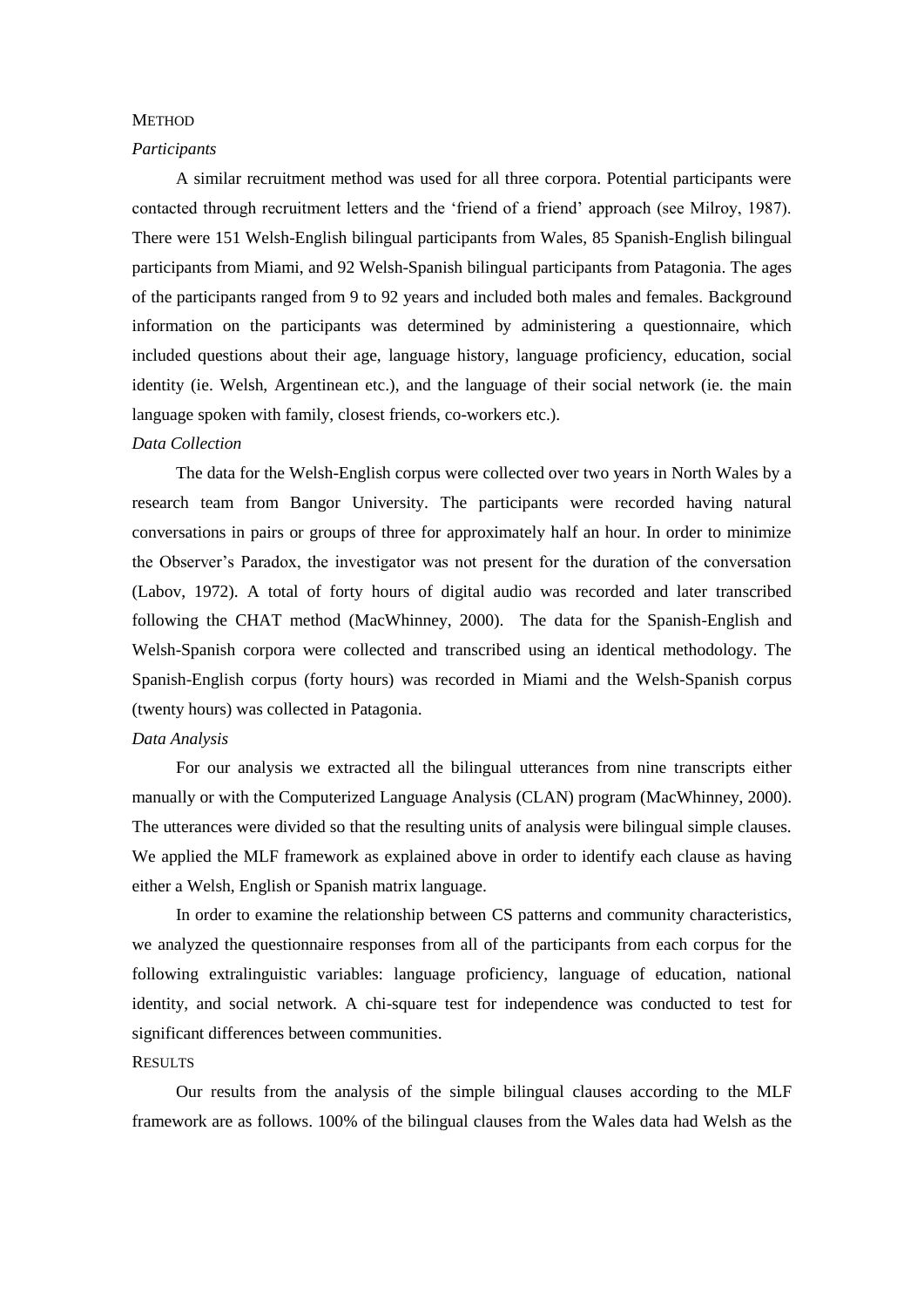## METHOD

### *Participants*

A similar recruitment method was used for all three corpora. Potential participants were contacted through recruitment letters and the 'friend of a friend' approach (see Milroy, 1987). There were 151 Welsh-English bilingual participants from Wales, 85 Spanish-English bilingual participants from Miami, and 92 Welsh-Spanish bilingual participants from Patagonia. The ages of the participants ranged from 9 to 92 years and included both males and females. Background information on the participants was determined by administering a questionnaire, which included questions about their age, language history, language proficiency, education, social identity (ie. Welsh, Argentinean etc.), and the language of their social network (ie. the main language spoken with family, closest friends, co-workers etc.).

### *Data Collection*

The data for the Welsh-English corpus were collected over two years in North Wales by a research team from Bangor University. The participants were recorded having natural conversations in pairs or groups of three for approximately half an hour. In order to minimize the Observer's Paradox, the investigator was not present for the duration of the conversation (Labov, 1972). A total of forty hours of digital audio was recorded and later transcribed following the CHAT method (MacWhinney, 2000). The data for the Spanish-English and Welsh-Spanish corpora were collected and transcribed using an identical methodology. The Spanish-English corpus (forty hours) was recorded in Miami and the Welsh-Spanish corpus (twenty hours) was collected in Patagonia.

### *Data Analysis*

For our analysis we extracted all the bilingual utterances from nine transcripts either manually or with the Computerized Language Analysis (CLAN) program (MacWhinney, 2000). The utterances were divided so that the resulting units of analysis were bilingual simple clauses. We applied the MLF framework as explained above in order to identify each clause as having either a Welsh, English or Spanish matrix language.

In order to examine the relationship between CS patterns and community characteristics, we analyzed the questionnaire responses from all of the participants from each corpus for the following extralinguistic variables: language proficiency, language of education, national identity, and social network. A chi-square test for independence was conducted to test for significant differences between communities.

## RESULTS

Our results from the analysis of the simple bilingual clauses according to the MLF framework are as follows. 100% of the bilingual clauses from the Wales data had Welsh as the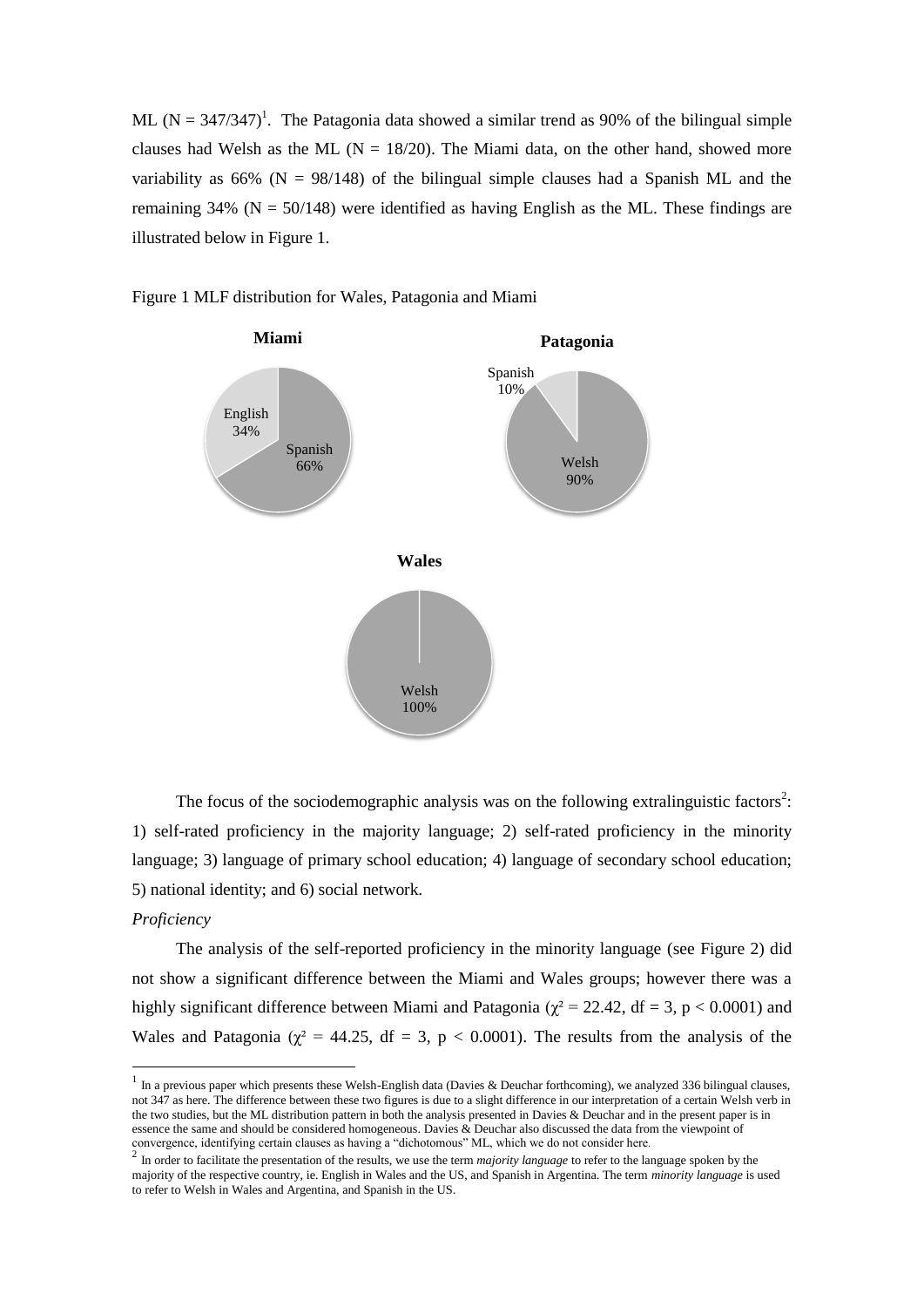ML (N = 347/347)[1]. The Patagonia data showed a similar trend as 90% of the bilingual simple clauses had Welsh as the ML (N = 18/20). The Miami data, on the other hand, showed more variability as 66% (N = 98/148) of the bilingual simple clauses had a Spanish ML and the remaining 34% (N = 50/148) were identified as having English as the ML. These findings are illustrated below in Figure 1.

Figure 1 MLF distribution for Wales, Patagonia and Miami

**Miami**

English 34%
Spanish 66%

**Patagonia**

Spanish 10%
Welsh 90%

**Wales**

Welsh 100%

The focus of the sociodemographic analysis was on the following extralinguistic factors[2]: 1) self-rated proficiency in the majority language; 2) self-rated proficiency in the minority language; 3) language of primary school education; 4) language of secondary school education; 5) national identity; and 6) social network.

*Proficiency*

The analysis of the self-reported proficiency in the minority language (see Figure 2) did not show a significant difference between the Miami and Wales groups; however there was a highly significant difference between Miami and Patagonia ($\chi^2 = 22.42$, df = 3, $p < 0.0001$) and Wales and Patagonia ($\chi^2 = 44.25$, df = 3, $p < 0.0001$). The results from the analysis of the

---

[1] In a previous paper which presents these Welsh-English data (Davies & Deuchar forthcoming), we analyzed 336 bilingual clauses, not 347 as here. The difference between these two figures is due to a slight difference in our interpretation of a certain Welsh verb in the two studies, but the ML distribution pattern in both the analysis presented in Davies & Deuchar and in the present paper is in essence the same and should be considered homogeneous. Davies & Deuchar also discussed the data from the viewpoint of convergence, identifying certain clauses as having a "dichotomous" ML, which we do not consider here.

[2] In order to facilitate the presentation of the results, we use the term *majority language* to refer to the language spoken by the majority of the respective country, ie. English in Wales and the US, and Spanish in Argentina. The term *minority language* is used to refer to Welsh in Wales and Argentina, and Spanish in the US.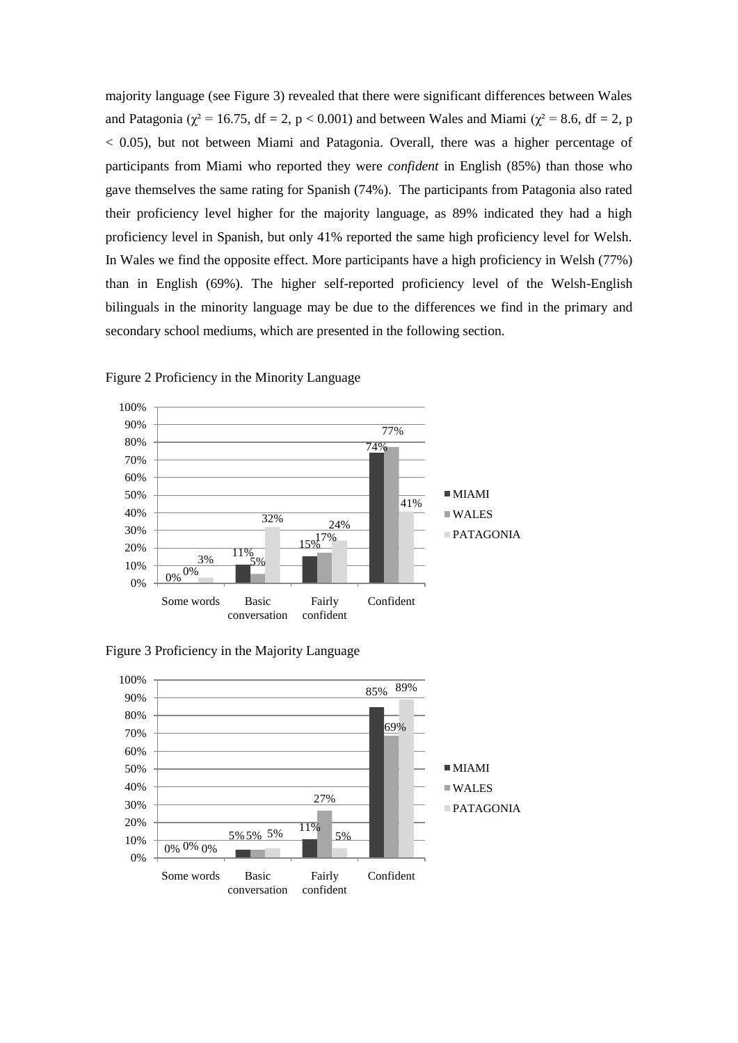majority language (see Figure 3) revealed that there were significant differences between Wales and Patagonia ($\chi^2 = 16.75$, df = 2, $p < 0.001$) and between Wales and Miami ($\chi^2 = 8.6$, df = 2, $p < 0.05$), but not between Miami and Patagonia. Overall, there was a higher percentage of participants from Miami who reported they were *confident* in English (85%) than those who gave themselves the same rating for Spanish (74%). The participants from Patagonia also rated their proficiency level higher for the majority language, as 89% indicated they had a high proficiency level in Spanish, but only 41% reported the same high proficiency level for Welsh. In Wales we find the opposite effect. More participants have a high proficiency in Welsh (77%) than in English (69%). The higher self-reported proficiency level of the Welsh-English bilinguals in the minority language may be due to the differences we find in the primary and secondary school mediums, which are presented in the following section.

Figure 2 Proficiency in the Minority Language

| | Some words | Basic conversation | Fairly confident | Confident |
|---|---|---|---|---|
| MIAMI | 0% | 11% | 15% | 74% |
| WALES | 0% | 5% | 17% | 77% |
| PATAGONIA | 3% | 32% | 24% | 41% |

Figure 3 Proficiency in the Majority Language

| | Some words | Basic conversation | Fairly confident | Confident |
|---|---|---|---|---|
| MIAMI | 0% | 5% | 11% | 85% |
| WALES | 0% | 5% | 27% | 69% |
| PATAGONIA | 0% | 5% | 5% | 89% |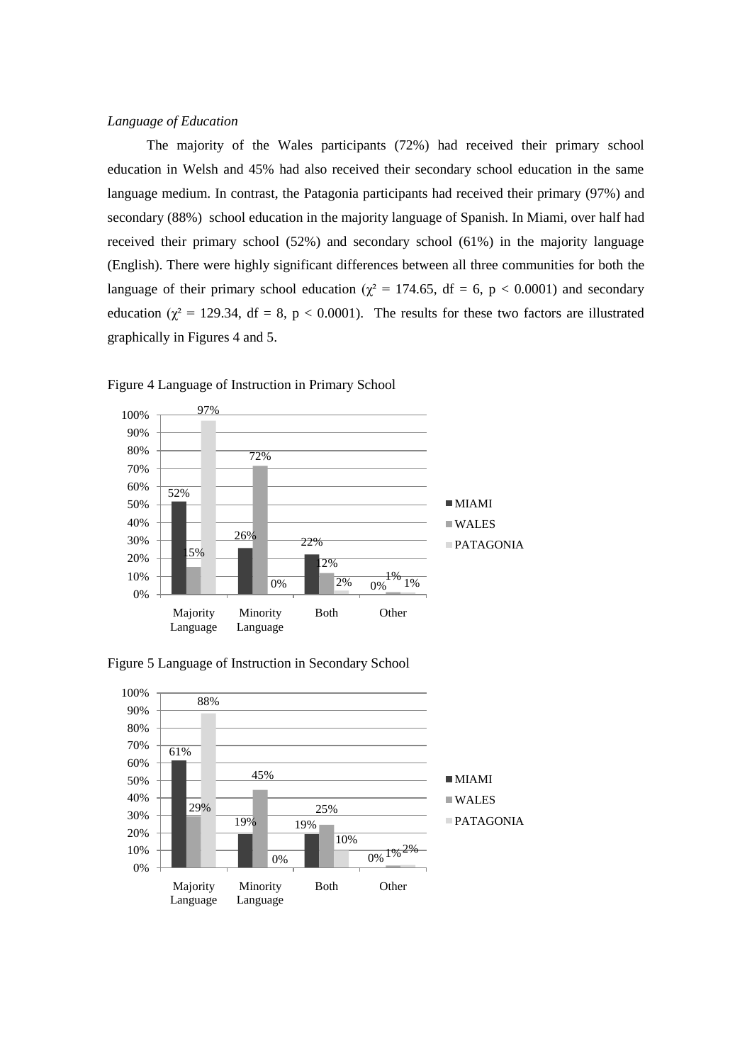*Language of Education*

The majority of the Wales participants (72%) had received their primary school education in Welsh and 45% had also received their secondary school education in the same language medium. In contrast, the Patagonia participants had received their primary (97%) and secondary (88%) school education in the majority language of Spanish. In Miami, over half had received their primary school (52%) and secondary school (61%) in the majority language (English). There were highly significant differences between all three communities for both the language of their primary school education ($\chi^2 = 174.65$, df = 6, $p < 0.0001$) and secondary education ($\chi^2 = 129.34$, df = 8, $p < 0.0001$). The results for these two factors are illustrated graphically in Figures 4 and 5.

Figure 4 Language of Instruction in Primary School

| | MIAMI | WALES | PATAGONIA |
|---|---|---|---|
| Majority Language | 52% | 15% | 97% |
| Minority Language | 26% | 72% | 0% |
| Both | 22% | 12% | 2% |
| Other | 0% | 1% | 1% |

Figure 5 Language of Instruction in Secondary School

| | MIAMI | WALES | PATAGONIA |
|---|---|---|---|
| Majority Language | 61% | 29% | 88% |
| Minority Language | 19% | 45% | 0% |
| Both | 19% | 25% | 10% |
| Other | 0% | 1% | 2% |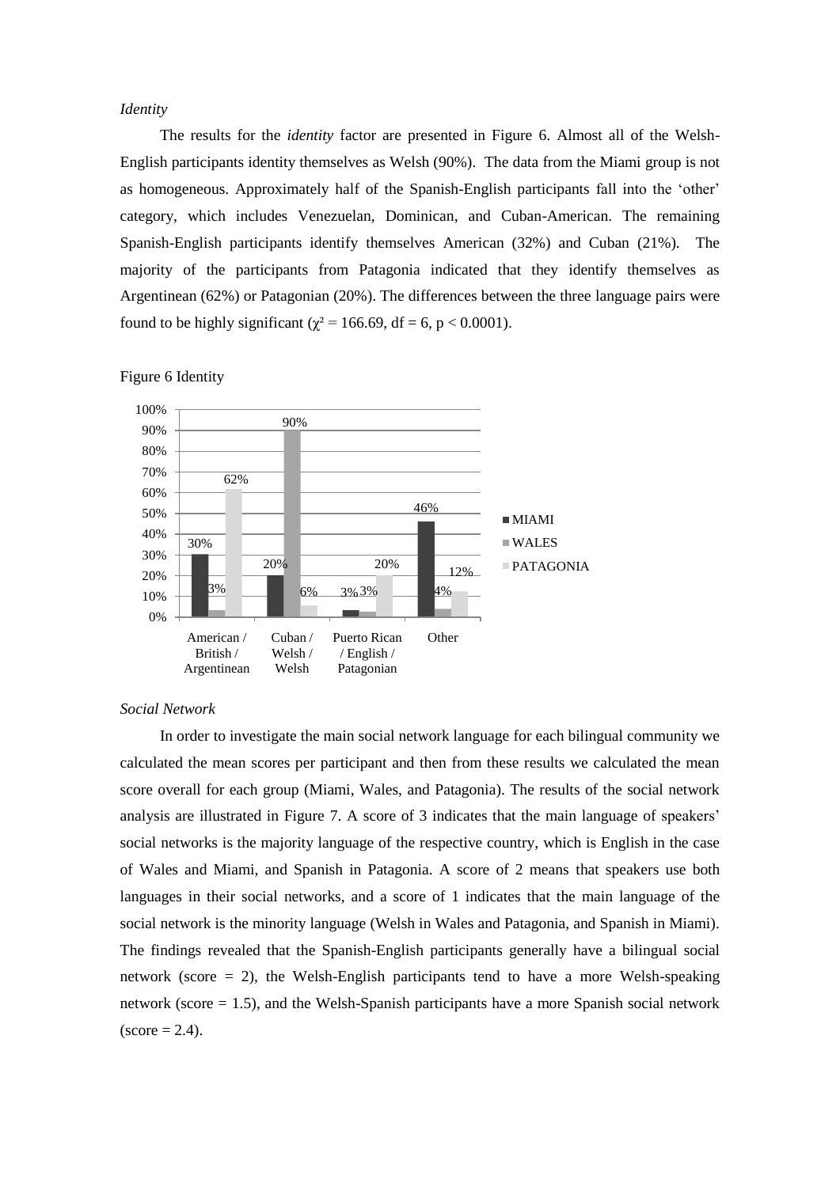*Identity*

The results for the *identity* factor are presented in Figure 6. Almost all of the Welsh-English participants identity themselves as Welsh (90%). The data from the Miami group is not as homogeneous. Approximately half of the Spanish-English participants fall into the 'other' category, which includes Venezuelan, Dominican, and Cuban-American. The remaining Spanish-English participants identify themselves American (32%) and Cuban (21%). The majority of the participants from Patagonia indicated that they identify themselves as Argentinean (62%) or Patagonian (20%). The differences between the three language pairs were found to be highly significant ($\chi^2 = 166.69$, df = 6, $p < 0.0001$).

Figure 6 Identity

| | MIAMI | WALES | PATAGONIA |
|---|---|---|---|
| American / British / Argentinean | 30% | 3% | 62% |
| Cuban / Welsh / Welsh | 20% | 90% | 6% |
| Puerto Rican / English / Patagonian | 3% | 3% | 20% |
| Other | 46% | 4% | 12% |

*Social Network*

In order to investigate the main social network language for each bilingual community we calculated the mean scores per participant and then from these results we calculated the mean score overall for each group (Miami, Wales, and Patagonia). The results of the social network analysis are illustrated in Figure 7. A score of 3 indicates that the main language of speakers' social networks is the majority language of the respective country, which is English in the case of Wales and Miami, and Spanish in Patagonia. A score of 2 means that speakers use both languages in their social networks, and a score of 1 indicates that the main language of the social network is the minority language (Welsh in Wales and Patagonia, and Spanish in Miami). The findings revealed that the Spanish-English participants generally have a bilingual social network (score = 2), the Welsh-English participants tend to have a more Welsh-speaking network (score = 1.5), and the Welsh-Spanish participants have a more Spanish social network (score = 2.4).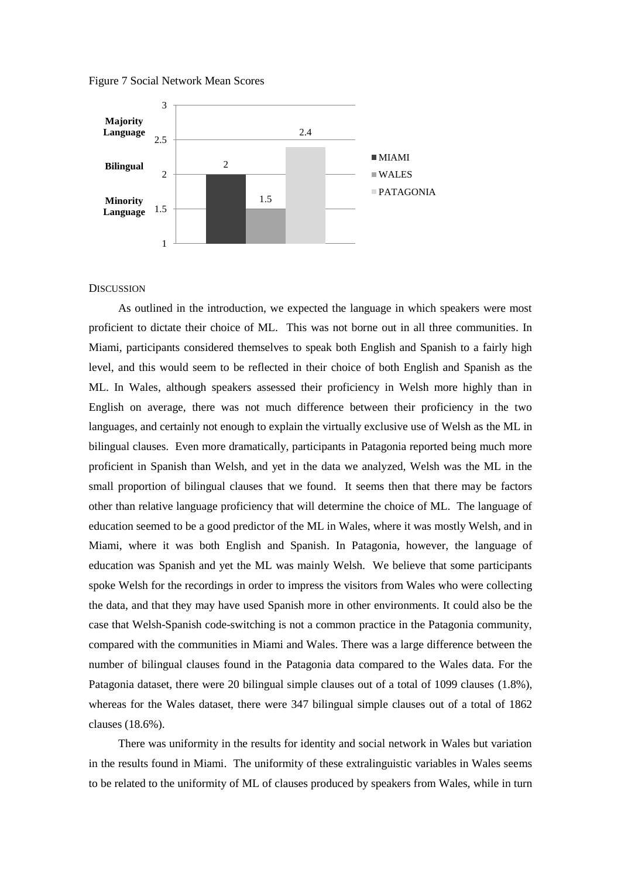Figure 7 Social Network Mean Scores

| | MIAMI | WALES | PATAGONIA |
|---|---|---|---|
| Social Network Mean Score | 2 | 1.5 | 2.4 |

(Scale: 1.5 = Minority Language; 2 = Bilingual; 2.5 = Majority Language)

## DISCUSSION

As outlined in the introduction, we expected the language in which speakers were most proficient to dictate their choice of ML. This was not borne out in all three communities. In Miami, participants considered themselves to speak both English and Spanish to a fairly high level, and this would seem to be reflected in their choice of both English and Spanish as the ML. In Wales, although speakers assessed their proficiency in Welsh more highly than in English on average, there was not much difference between their proficiency in the two languages, and certainly not enough to explain the virtually exclusive use of Welsh as the ML in bilingual clauses. Even more dramatically, participants in Patagonia reported being much more proficient in Spanish than Welsh, and yet in the data we analyzed, Welsh was the ML in the small proportion of bilingual clauses that we found. It seems then that there may be factors other than relative language proficiency that will determine the choice of ML. The language of education seemed to be a good predictor of the ML in Wales, where it was mostly Welsh, and in Miami, where it was both English and Spanish. In Patagonia, however, the language of education was Spanish and yet the ML was mainly Welsh. We believe that some participants spoke Welsh for the recordings in order to impress the visitors from Wales who were collecting the data, and that they may have used Spanish more in other environments. It could also be the case that Welsh-Spanish code-switching is not a common practice in the Patagonia community, compared with the communities in Miami and Wales. There was a large difference between the number of bilingual clauses found in the Patagonia data compared to the Wales data. For the Patagonia dataset, there were 20 bilingual simple clauses out of a total of 1099 clauses (1.8%), whereas for the Wales dataset, there were 347 bilingual simple clauses out of a total of 1862 clauses (18.6%).

There was uniformity in the results for identity and social network in Wales but variation in the results found in Miami. The uniformity of these extralinguistic variables in Wales seems to be related to the uniformity of ML of clauses produced by speakers from Wales, while in turn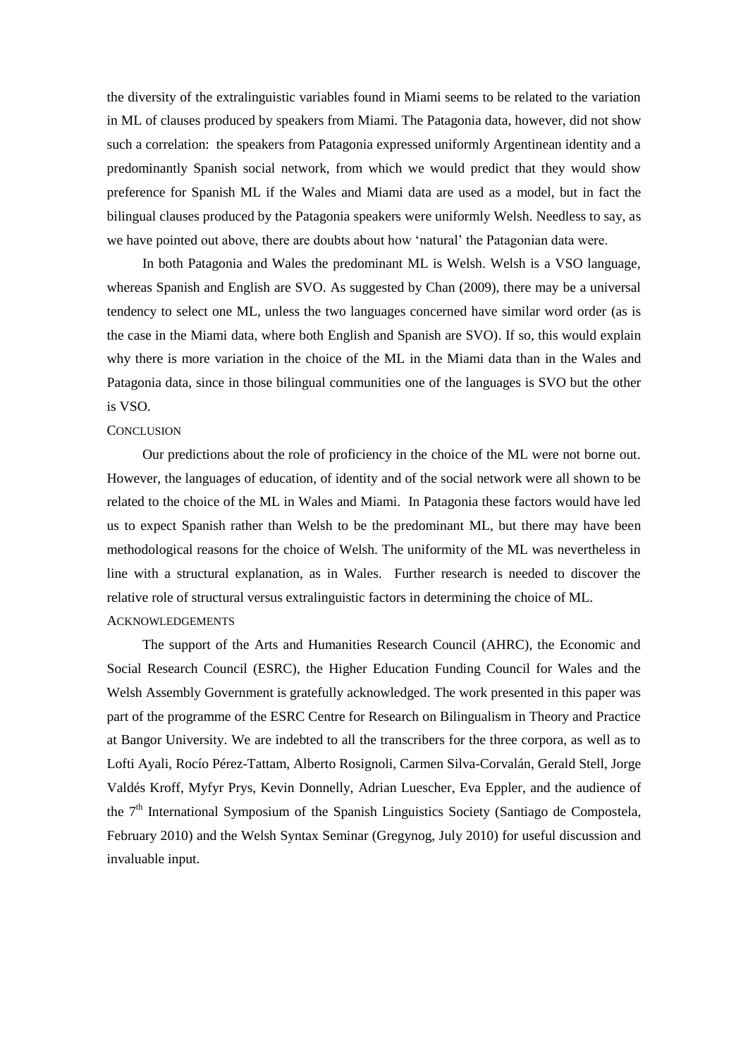the diversity of the extralinguistic variables found in Miami seems to be related to the variation in ML of clauses produced by speakers from Miami. The Patagonia data, however, did not show such a correlation: the speakers from Patagonia expressed uniformly Argentinean identity and a predominantly Spanish social network, from which we would predict that they would show preference for Spanish ML if the Wales and Miami data are used as a model, but in fact the bilingual clauses produced by the Patagonia speakers were uniformly Welsh. Needless to say, as we have pointed out above, there are doubts about how 'natural' the Patagonian data were.

In both Patagonia and Wales the predominant ML is Welsh. Welsh is a VSO language, whereas Spanish and English are SVO. As suggested by Chan (2009), there may be a universal tendency to select one ML, unless the two languages concerned have similar word order (as is the case in the Miami data, where both English and Spanish are SVO). If so, this would explain why there is more variation in the choice of the ML in the Miami data than in the Wales and Patagonia data, since in those bilingual communities one of the languages is SVO but the other is VSO.

## CONCLUSION

Our predictions about the role of proficiency in the choice of the ML were not borne out. However, the languages of education, of identity and of the social network were all shown to be related to the choice of the ML in Wales and Miami. In Patagonia these factors would have led us to expect Spanish rather than Welsh to be the predominant ML, but there may have been methodological reasons for the choice of Welsh. The uniformity of the ML was nevertheless in line with a structural explanation, as in Wales. Further research is needed to discover the relative role of structural versus extralinguistic factors in determining the choice of ML.

## ACKNOWLEDGEMENTS

The support of the Arts and Humanities Research Council (AHRC), the Economic and Social Research Council (ESRC), the Higher Education Funding Council for Wales and the Welsh Assembly Government is gratefully acknowledged. The work presented in this paper was part of the programme of the ESRC Centre for Research on Bilingualism in Theory and Practice at Bangor University. We are indebted to all the transcribers for the three corpora, as well as to Lofti Ayali, Rocío Pérez-Tattam, Alberto Rosignoli, Carmen Silva-Corvalán, Gerald Stell, Jorge Valdés Kroff, Myfyr Prys, Kevin Donnelly, Adrian Luescher, Eva Eppler, and the audience of the 7th International Symposium of the Spanish Linguistics Society (Santiago de Compostela, February 2010) and the Welsh Syntax Seminar (Gregynog, July 2010) for useful discussion and invaluable input.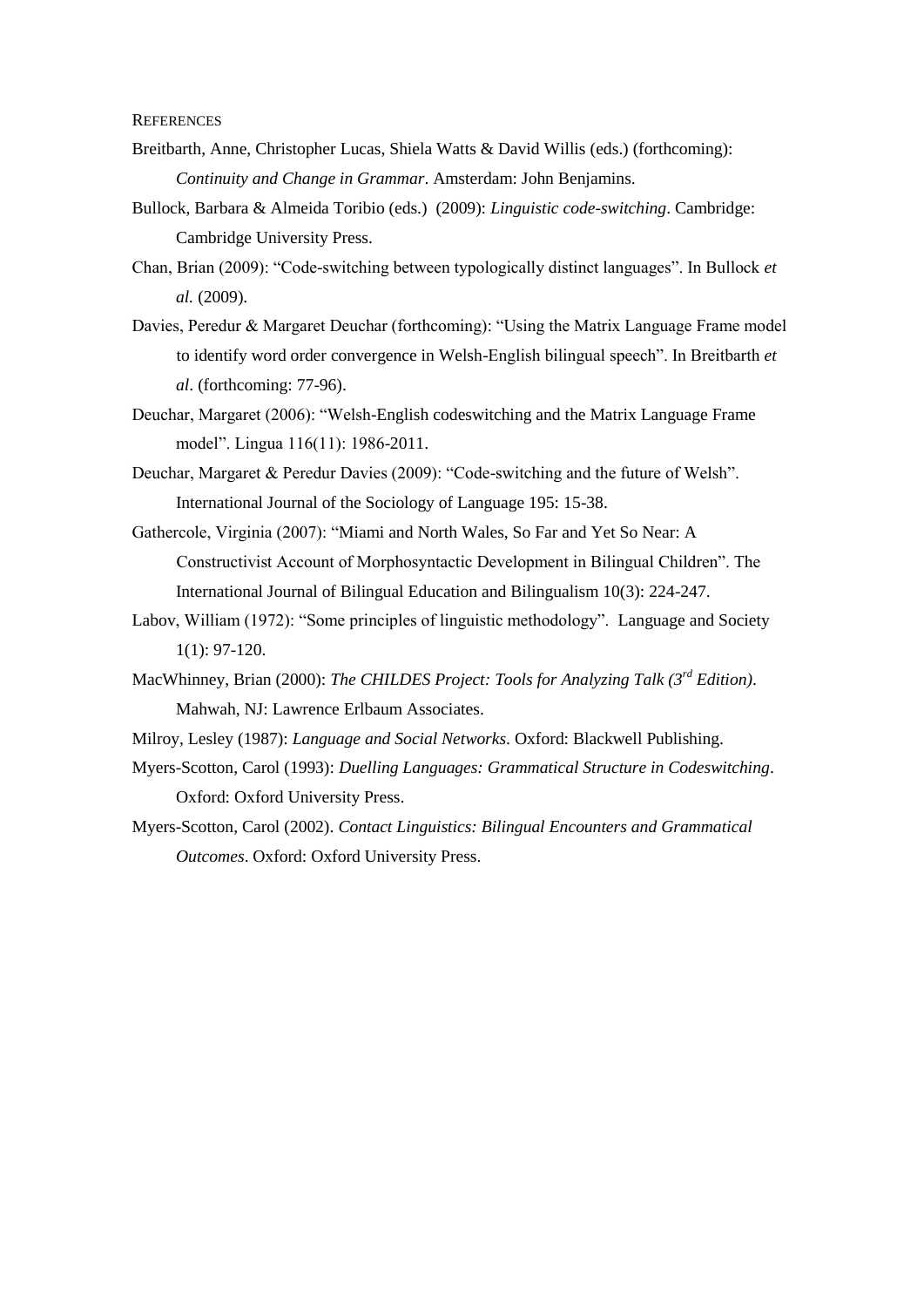## REFERENCES

Breitbarth, Anne, Christopher Lucas, Shiela Watts & David Willis (eds.) (forthcoming): *Continuity and Change in Grammar*. Amsterdam: John Benjamins.

Bullock, Barbara & Almeida Toribio (eds.) (2009): *Linguistic code-switching*. Cambridge: Cambridge University Press.

Chan, Brian (2009): "Code-switching between typologically distinct languages". In Bullock *et al.* (2009).

Davies, Peredur & Margaret Deuchar (forthcoming): "Using the Matrix Language Frame model to identify word order convergence in Welsh-English bilingual speech". In Breitbarth *et al*. (forthcoming: 77-96).

Deuchar, Margaret (2006): "Welsh-English codeswitching and the Matrix Language Frame model". Lingua 116(11): 1986-2011.

Deuchar, Margaret & Peredur Davies (2009): "Code-switching and the future of Welsh". International Journal of the Sociology of Language 195: 15-38.

Gathercole, Virginia (2007): "Miami and North Wales, So Far and Yet So Near: A Constructivist Account of Morphosyntactic Development in Bilingual Children". The International Journal of Bilingual Education and Bilingualism 10(3): 224-247.

Labov, William (1972): "Some principles of linguistic methodology". Language and Society 1(1): 97-120.

MacWhinney, Brian (2000): *The CHILDES Project: Tools for Analyzing Talk (3rd Edition)*. Mahwah, NJ: Lawrence Erlbaum Associates.

Milroy, Lesley (1987): *Language and Social Networks*. Oxford: Blackwell Publishing.

Myers-Scotton, Carol (1993): *Duelling Languages: Grammatical Structure in Codeswitching*. Oxford: Oxford University Press.

Myers-Scotton, Carol (2002). *Contact Linguistics: Bilingual Encounters and Grammatical Outcomes*. Oxford: Oxford University Press.